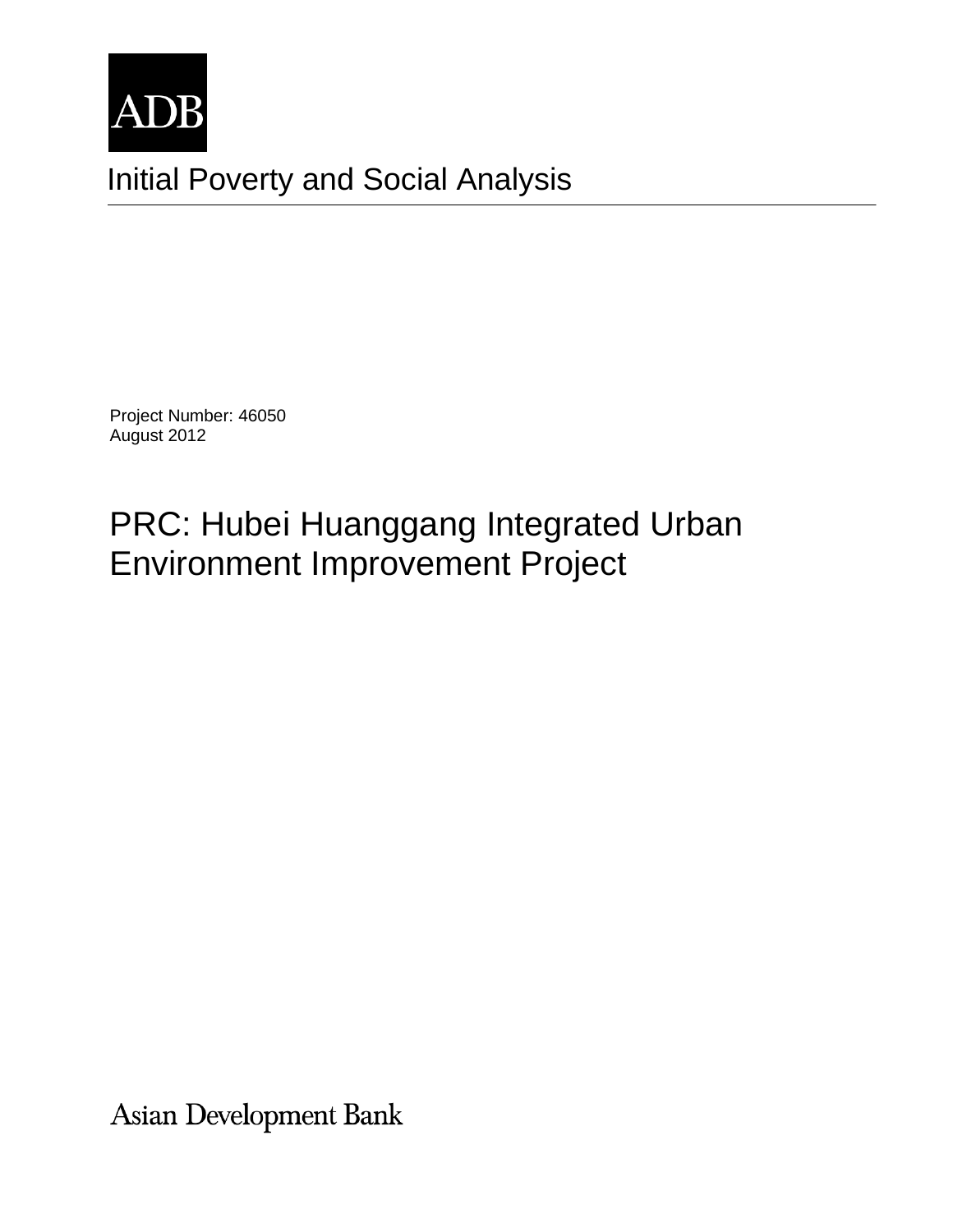ADB

# Initial Poverty and Social Analysis

Project Number: 46050
August 2012

# PRC: Hubei Huanggang Integrated Urban Environment Improvement Project

Asian Development Bank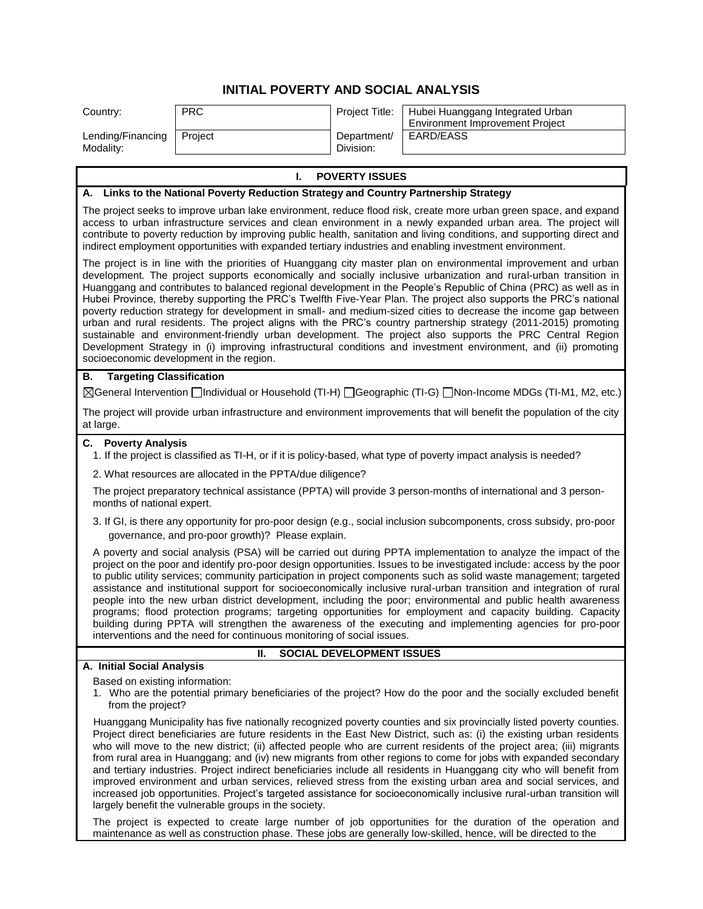# INITIAL POVERTY AND SOCIAL ANALYSIS

| Country: | PRC | Project Title: | Hubei Huanggang Integrated Urban Environment Improvement Project |
|---|---|---|---|
| Lending/Financing Modality: | Project | Department/ Division: | EARD/EASS |

## I. POVERTY ISSUES

### A. Links to the National Poverty Reduction Strategy and Country Partnership Strategy

The project seeks to improve urban lake environment, reduce flood risk, create more urban green space, and expand access to urban infrastructure services and clean environment in a newly expanded urban area. The project will contribute to poverty reduction by improving public health, sanitation and living conditions, and supporting direct and indirect employment opportunities with expanded tertiary industries and enabling investment environment.

The project is in line with the priorities of Huanggang city master plan on environmental improvement and urban development. The project supports economically and socially inclusive urbanization and rural-urban transition in Huanggang and contributes to balanced regional development in the People's Republic of China (PRC) as well as in Hubei Province, thereby supporting the PRC's Twelfth Five-Year Plan. The project also supports the PRC's national poverty reduction strategy for development in small- and medium-sized cities to decrease the income gap between urban and rural residents. The project aligns with the PRC's country partnership strategy (2011-2015) promoting sustainable and environment-friendly urban development. The project also supports the PRC Central Region Development Strategy in (i) improving infrastructural conditions and investment environment, and (ii) promoting socioeconomic development in the region.

### B. Targeting Classification

☒General Intervention ☐Individual or Household (TI-H) ☐Geographic (TI-G) ☐Non-Income MDGs (TI-M1, M2, etc.)

The project will provide urban infrastructure and environment improvements that will benefit the population of the city at large.

### C. Poverty Analysis

1. If the project is classified as TI-H, or if it is policy-based, what type of poverty impact analysis is needed?

2. What resources are allocated in the PPTA/due diligence?

The project preparatory technical assistance (PPTA) will provide 3 person-months of international and 3 person-months of national expert.

3. If GI, is there any opportunity for pro-poor design (e.g., social inclusion subcomponents, cross subsidy, pro-poor governance, and pro-poor growth)? Please explain.

A poverty and social analysis (PSA) will be carried out during PPTA implementation to analyze the impact of the project on the poor and identify pro-poor design opportunities. Issues to be investigated include: access by the poor to public utility services; community participation in project components such as solid waste management; targeted assistance and institutional support for socioeconomically inclusive rural-urban transition and integration of rural people into the new urban district development, including the poor; environmental and public health awareness programs; flood protection programs; targeting opportunities for employment and capacity building. Capacity building during PPTA will strengthen the awareness of the executing and implementing agencies for pro-poor interventions and the need for continuous monitoring of social issues.

## II. SOCIAL DEVELOPMENT ISSUES

### A. Initial Social Analysis

Based on existing information:

1. Who are the potential primary beneficiaries of the project? How do the poor and the socially excluded benefit from the project?

Huanggang Municipality has five nationally recognized poverty counties and six provincially listed poverty counties. Project direct beneficiaries are future residents in the East New District, such as: (i) the existing urban residents who will move to the new district; (ii) affected people who are current residents of the project area; (iii) migrants from rural area in Huanggang; and (iv) new migrants from other regions to come for jobs with expanded secondary and tertiary industries. Project indirect beneficiaries include all residents in Huanggang city who will benefit from improved environment and urban services, relieved stress from the existing urban area and social services, and increased job opportunities. Project's targeted assistance for socioeconomically inclusive rural-urban transition will largely benefit the vulnerable groups in the society.

The project is expected to create large number of job opportunities for the duration of the operation and maintenance as well as construction phase. These jobs are generally low-skilled, hence, will be directed to the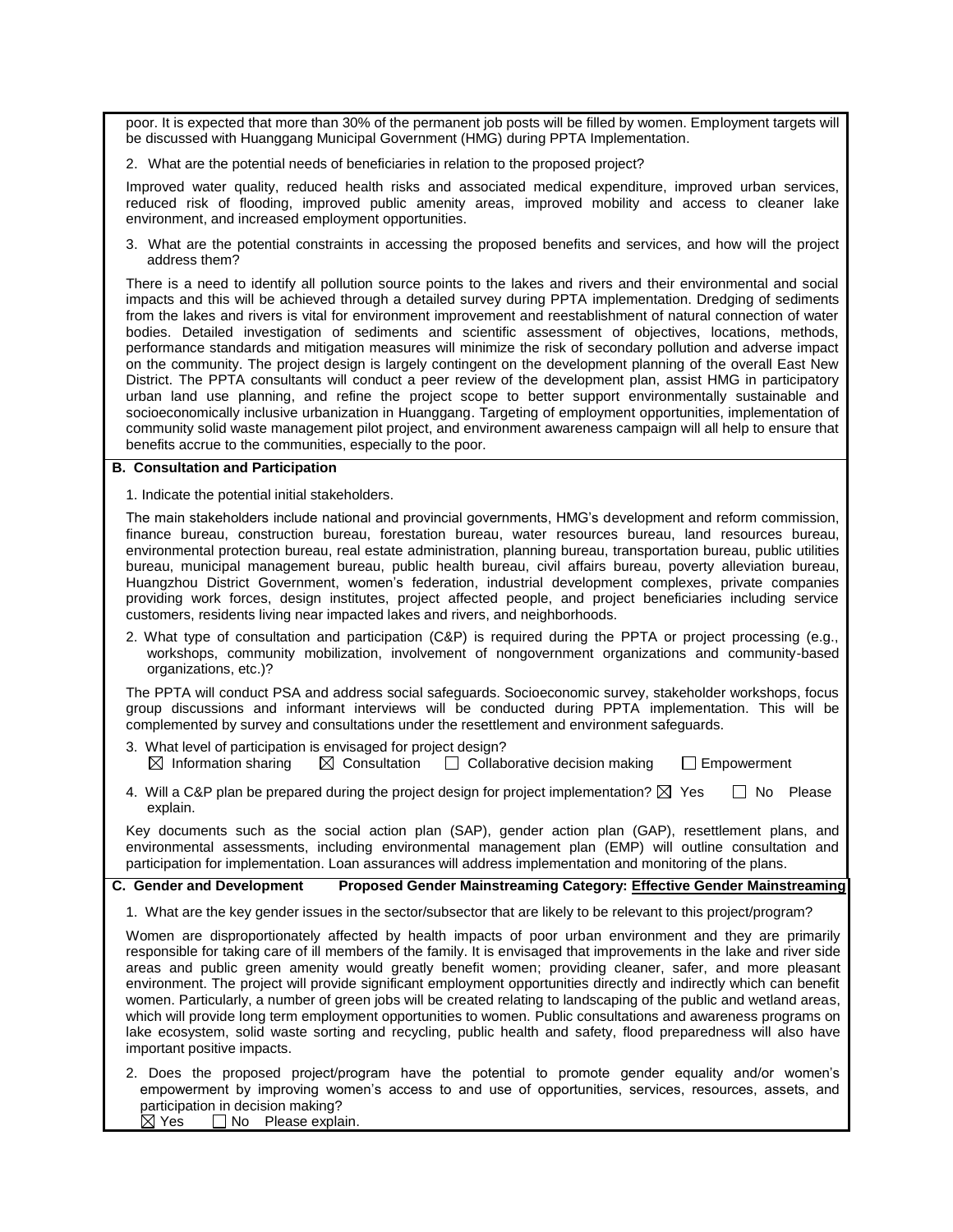poor. It is expected that more than 30% of the permanent job posts will be filled by women. Employment targets will be discussed with Huanggang Municipal Government (HMG) during PPTA Implementation.

2. What are the potential needs of beneficiaries in relation to the proposed project?

Improved water quality, reduced health risks and associated medical expenditure, improved urban services, reduced risk of flooding, improved public amenity areas, improved mobility and access to cleaner lake environment, and increased employment opportunities.

3. What are the potential constraints in accessing the proposed benefits and services, and how will the project address them?

There is a need to identify all pollution source points to the lakes and rivers and their environmental and social impacts and this will be achieved through a detailed survey during PPTA implementation. Dredging of sediments from the lakes and rivers is vital for environment improvement and reestablishment of natural connection of water bodies. Detailed investigation of sediments and scientific assessment of objectives, locations, methods, performance standards and mitigation measures will minimize the risk of secondary pollution and adverse impact on the community. The project design is largely contingent on the development planning of the overall East New District. The PPTA consultants will conduct a peer review of the development plan, assist HMG in participatory urban land use planning, and refine the project scope to better support environmentally sustainable and socioeconomically inclusive urbanization in Huanggang. Targeting of employment opportunities, implementation of community solid waste management pilot project, and environment awareness campaign will all help to ensure that benefits accrue to the communities, especially to the poor.

**B. Consultation and Participation**

1. Indicate the potential initial stakeholders.

The main stakeholders include national and provincial governments, HMG's development and reform commission, finance bureau, construction bureau, forestation bureau, water resources bureau, land resources bureau, environmental protection bureau, real estate administration, planning bureau, transportation bureau, public utilities bureau, municipal management bureau, public health bureau, civil affairs bureau, poverty alleviation bureau, Huangzhou District Government, women's federation, industrial development complexes, private companies providing work forces, design institutes, project affected people, and project beneficiaries including service customers, residents living near impacted lakes and rivers, and neighborhoods.

2. What type of consultation and participation (C&P) is required during the PPTA or project processing (e.g., workshops, community mobilization, involvement of nongovernment organizations and community-based organizations, etc.)?

The PPTA will conduct PSA and address social safeguards. Socioeconomic survey, stakeholder workshops, focus group discussions and informant interviews will be conducted during PPTA implementation. This will be complemented by survey and consultations under the resettlement and environment safeguards.

3. What level of participation is envisaged for project design?
☒ Information sharing ☒ Consultation ☐ Collaborative decision making ☐ Empowerment

4. Will a C&P plan be prepared during the project design for project implementation? ☒ Yes ☐ No Please explain.

Key documents such as the social action plan (SAP), gender action plan (GAP), resettlement plans, and environmental assessments, including environmental management plan (EMP) will outline consultation and participation for implementation. Loan assurances will address implementation and monitoring of the plans.

**C. Gender and Development** **Proposed Gender Mainstreaming Category: <u>Effective Gender Mainstreaming</u>**

1. What are the key gender issues in the sector/subsector that are likely to be relevant to this project/program?

Women are disproportionately affected by health impacts of poor urban environment and they are primarily responsible for taking care of ill members of the family. It is envisaged that improvements in the lake and river side areas and public green amenity would greatly benefit women; providing cleaner, safer, and more pleasant environment. The project will provide significant employment opportunities directly and indirectly which can benefit women. Particularly, a number of green jobs will be created relating to landscaping of the public and wetland areas, which will provide long term employment opportunities to women. Public consultations and awareness programs on lake ecosystem, solid waste sorting and recycling, public health and safety, flood preparedness will also have important positive impacts.

2. Does the proposed project/program have the potential to promote gender equality and/or women's empowerment by improving women's access to and use of opportunities, services, resources, assets, and participation in decision making?
☒ Yes ☐ No Please explain.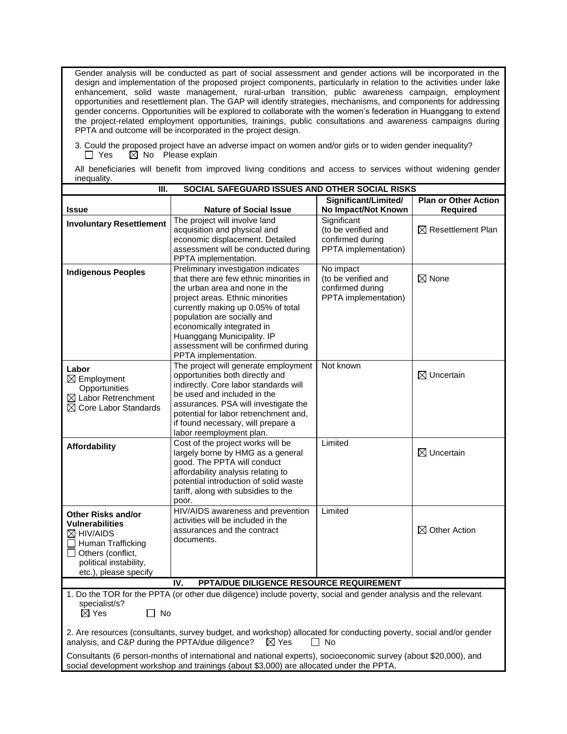Gender analysis will be conducted as part of social assessment and gender actions will be incorporated in the design and implementation of the proposed project components, particularly in relation to the activities under lake enhancement, solid waste management, rural-urban transition, public awareness campaign, employment opportunities and resettlement plan. The GAP will identify strategies, mechanisms, and components for addressing gender concerns. Opportunities will be explored to collaborate with the women's federation in Huanggang to extend the project-related employment opportunities, trainings, public consultations and awareness campaigns during PPTA and outcome will be incorporated in the project design.

3. Could the proposed project have an adverse impact on women and/or girls or to widen gender inequality?
☐ Yes ☒ No Please explain

All beneficiaries will benefit from improved living conditions and access to services without widening gender inequality.

## III. SOCIAL SAFEGUARD ISSUES AND OTHER SOCIAL RISKS

| Issue | Nature of Social Issue | Significant/Limited/ No Impact/Not Known | Plan or Other Action Required |
|---|---|---|---|
| **Involuntary Resettlement** | The project will involve land acquisition and physical and economic displacement. Detailed assessment will be conducted during PPTA implementation. | Significant (to be verified and confirmed during PPTA implementation) | ☒ Resettlement Plan |
| **Indigenous Peoples** | Preliminary investigation indicates that there are few ethnic minorities in the urban area and none in the project areas. Ethnic minorities currently making up 0.05% of total population are socially and economically integrated in Huanggang Municipality. IP assessment will be confirmed during PPTA implementation. | No impact (to be verified and confirmed during PPTA implementation) | ☒ None |
| **Labor**<br>☒ Employment Opportunities<br>☒ Labor Retrenchment<br>☒ Core Labor Standards | The project will generate employment opportunities both directly and indirectly. Core labor standards will be used and included in the assurances. PSA will investigate the potential for labor retrenchment and, if found necessary, will prepare a labor reemployment plan. | Not known | ☒ Uncertain |
| **Affordability** | Cost of the project works will be largely borne by HMG as a general good. The PPTA will conduct affordability analysis relating to potential introduction of solid waste tariff, along with subsidies to the poor. | Limited | ☒ Uncertain |
| **Other Risks and/or Vulnerabilities**<br>☒ HIV/AIDS<br>☐ Human Trafficking<br>☐ Others (conflict, political instability, etc.), please specify | HIV/AIDS awareness and prevention activities will be included in the assurances and the contract documents. | Limited | ☒ Other Action |

## IV. PPTA/DUE DILIGENCE RESOURCE REQUIREMENT

1. Do the TOR for the PPTA (or other due diligence) include poverty, social and gender analysis and the relevant specialist/s?
☒ Yes ☐ No

2. Are resources (consultants, survey budget, and workshop) allocated for conducting poverty, social and/or gender analysis, and C&P during the PPTA/due diligence? ☒ Yes ☐ No

Consultants (6 person-months of international and national experts), socioeconomic survey (about $20,000), and social development workshop and trainings (about $3,000) are allocated under the PPTA.